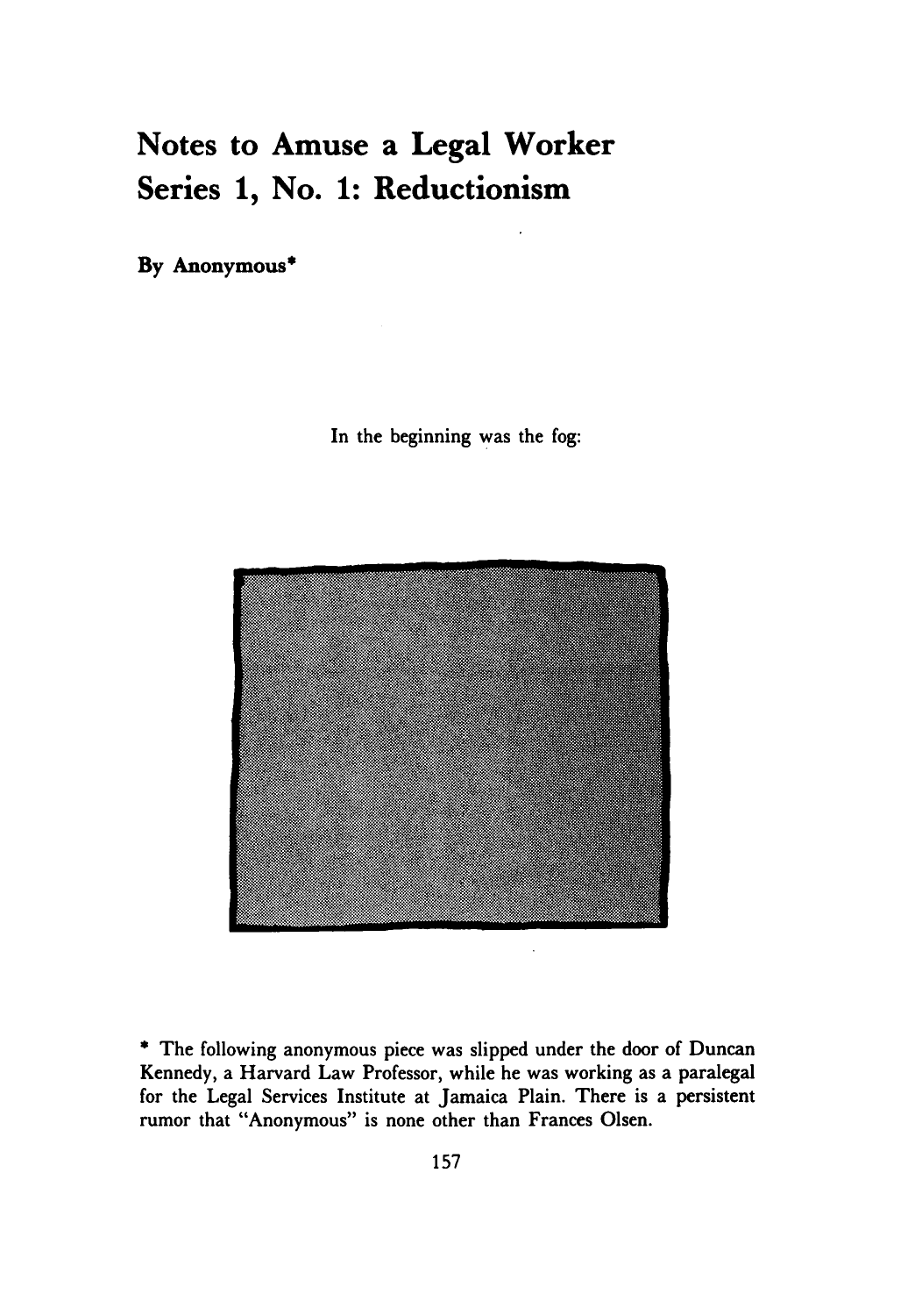# Notes to Amuse a Legal Worker Series 1, No. 1: Reductionism

By Anonymous*

In the beginning was the fog:

\* The following anonymous piece was slipped under the door of Duncan Kennedy, a Harvard Law Professor, while he was working as a paralegal for the Legal Services Institute at Jamaica Plain. There is a persistent rumor that "Anonymous" is none other than Frances Olsen.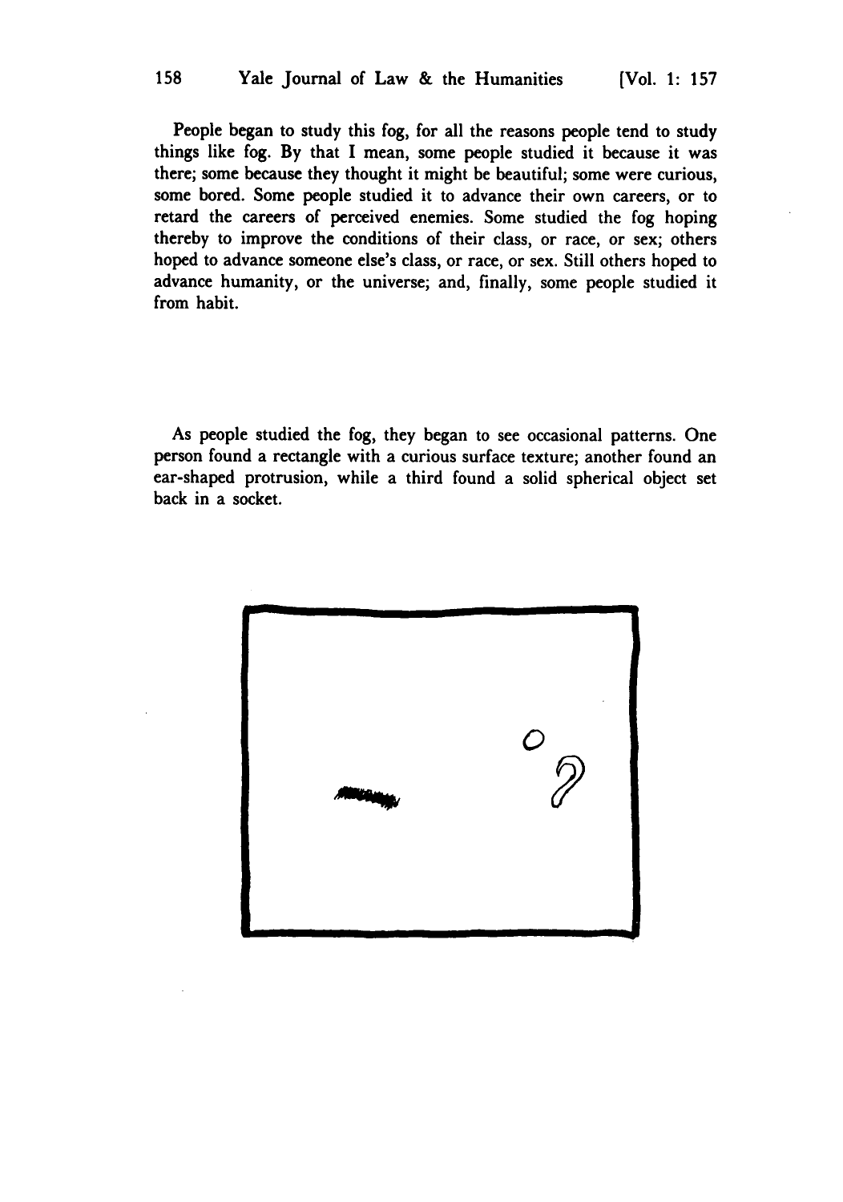People began to study this fog, for all the reasons people tend to study things like fog. By that I mean, some people studied it because it was there; some because they thought it might be beautiful; some were curious, some bored. Some people studied it to advance their own careers, or to retard the careers of perceived enemies. Some studied the fog hoping thereby to improve the conditions of their class, or race, or sex; others hoped to advance someone else's class, or race, or sex. Still others hoped to advance humanity, or the universe; and, finally, some people studied it from habit.

As people studied the fog, they began to see occasional patterns. One person found a rectangle with a curious surface texture; another found an ear-shaped protrusion, while a third found a solid spherical object set back in a socket.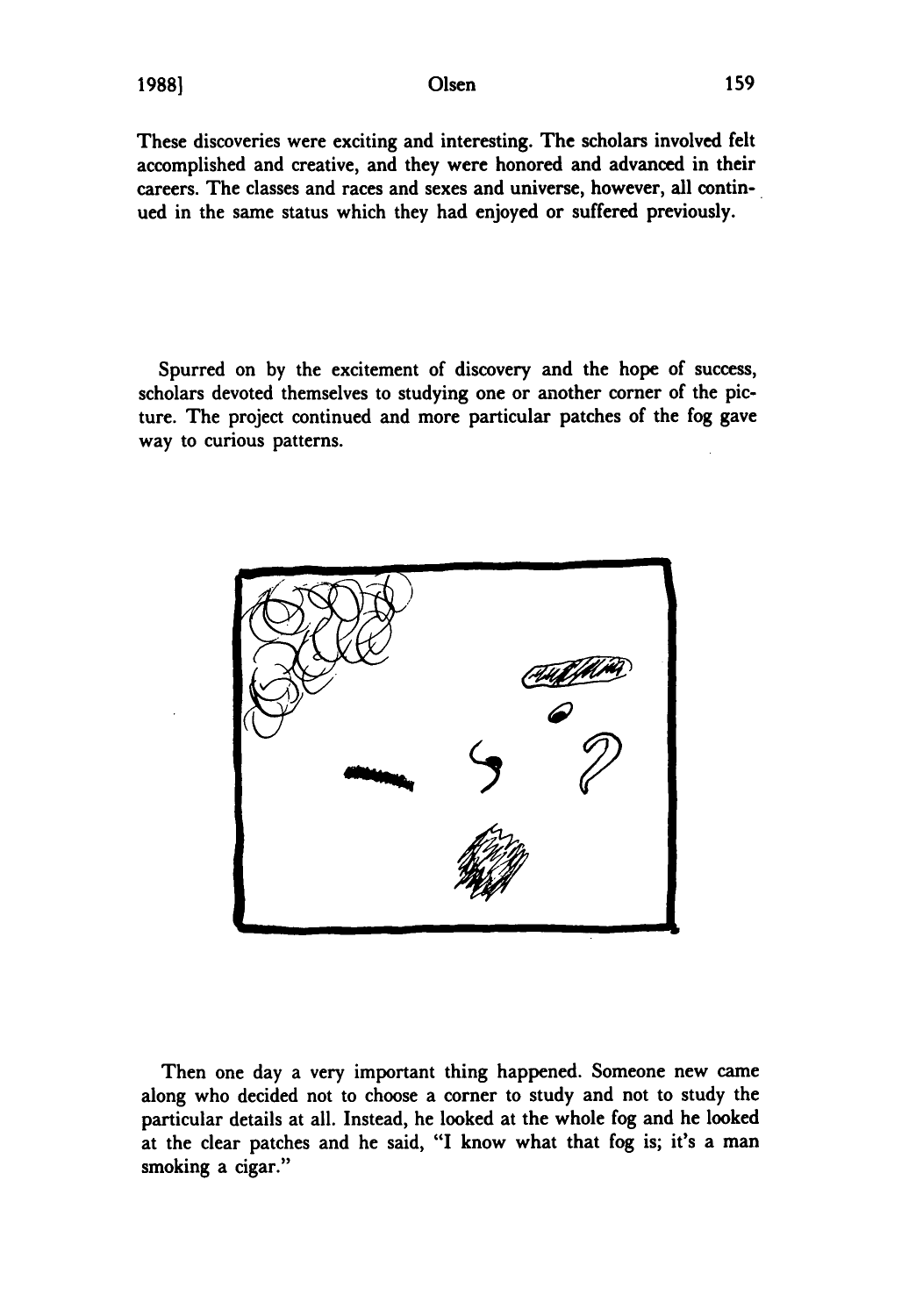These discoveries were exciting and interesting. The scholars involved felt accomplished and creative, and they were honored and advanced in their careers. The classes and races and sexes and universe, however, all continued in the same status which they had enjoyed or suffered previously.

Spurred on by the excitement of discovery and the hope of success, scholars devoted themselves to studying one or another corner of the picture. The project continued and more particular patches of the fog gave way to curious patterns.

Then one day a very important thing happened. Someone new came along who decided not to choose a corner to study and not to study the particular details at all. Instead, he looked at the whole fog and he looked at the clear patches and he said, "I know what that fog is; it's a man smoking a cigar."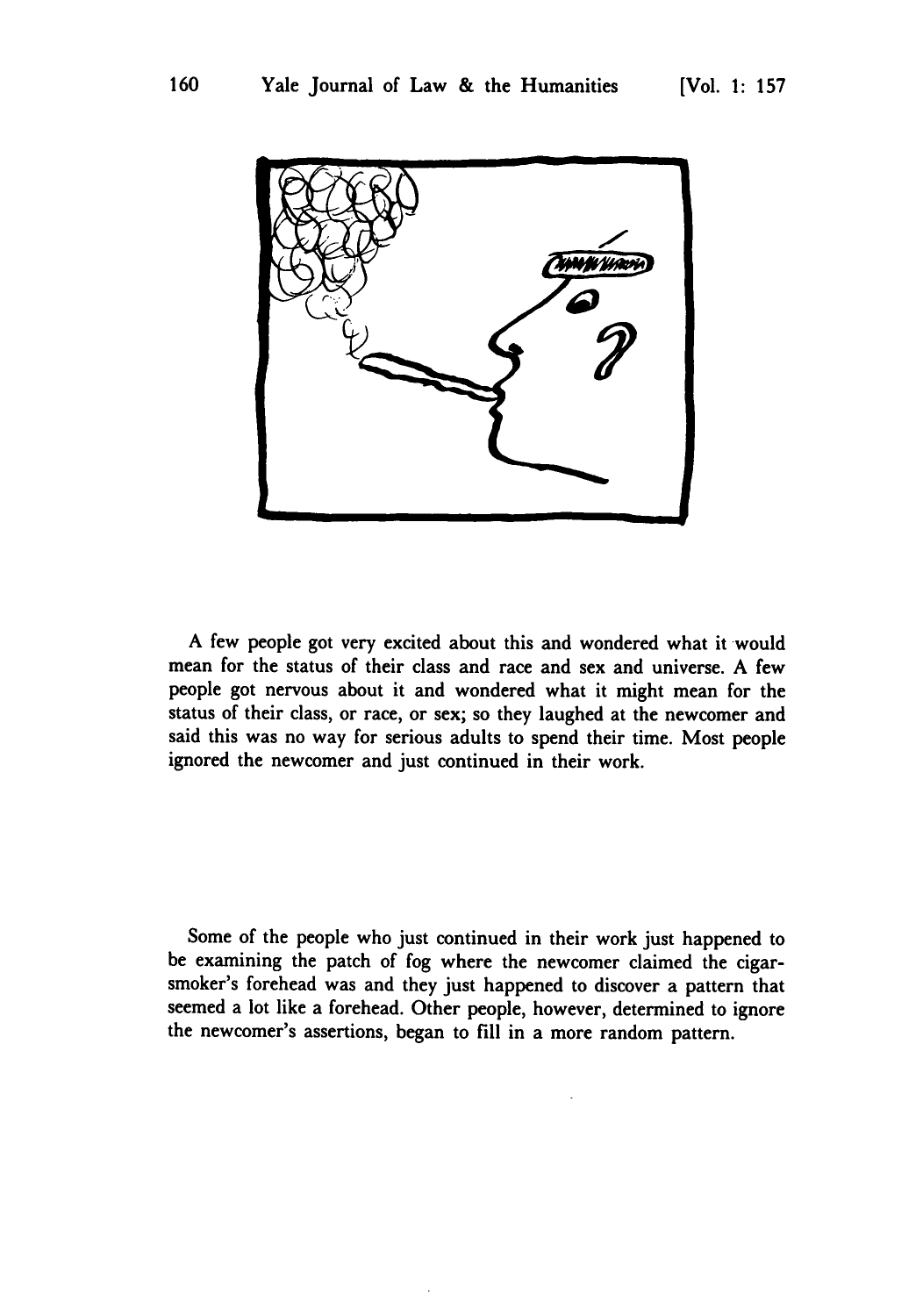A few people got very excited about this and wondered what it would mean for the status of their class and race and sex and universe. A few people got nervous about it and wondered what it might mean for the status of their class, or race, or sex; so they laughed at the newcomer and said this was no way for serious adults to spend their time. Most people ignored the newcomer and just continued in their work.

Some of the people who just continued in their work just happened to be examining the patch of fog where the newcomer claimed the cigar-smoker's forehead was and they just happened to discover a pattern that seemed a lot like a forehead. Other people, however, determined to ignore the newcomer's assertions, began to fill in a more random pattern.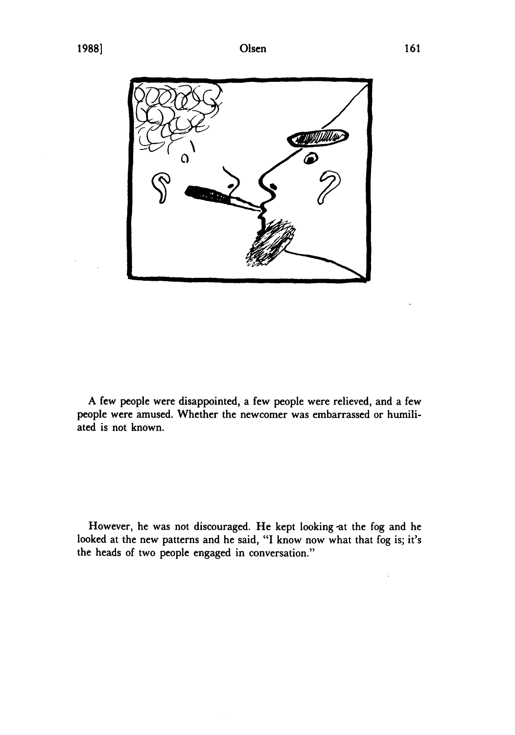A few people were disappointed, a few people were relieved, and a few people were amused. Whether the newcomer was embarrassed or humiliated is not known.

However, he was not discouraged. He kept looking at the fog and he looked at the new patterns and he said, "I know now what that fog is; it's the heads of two people engaged in conversation."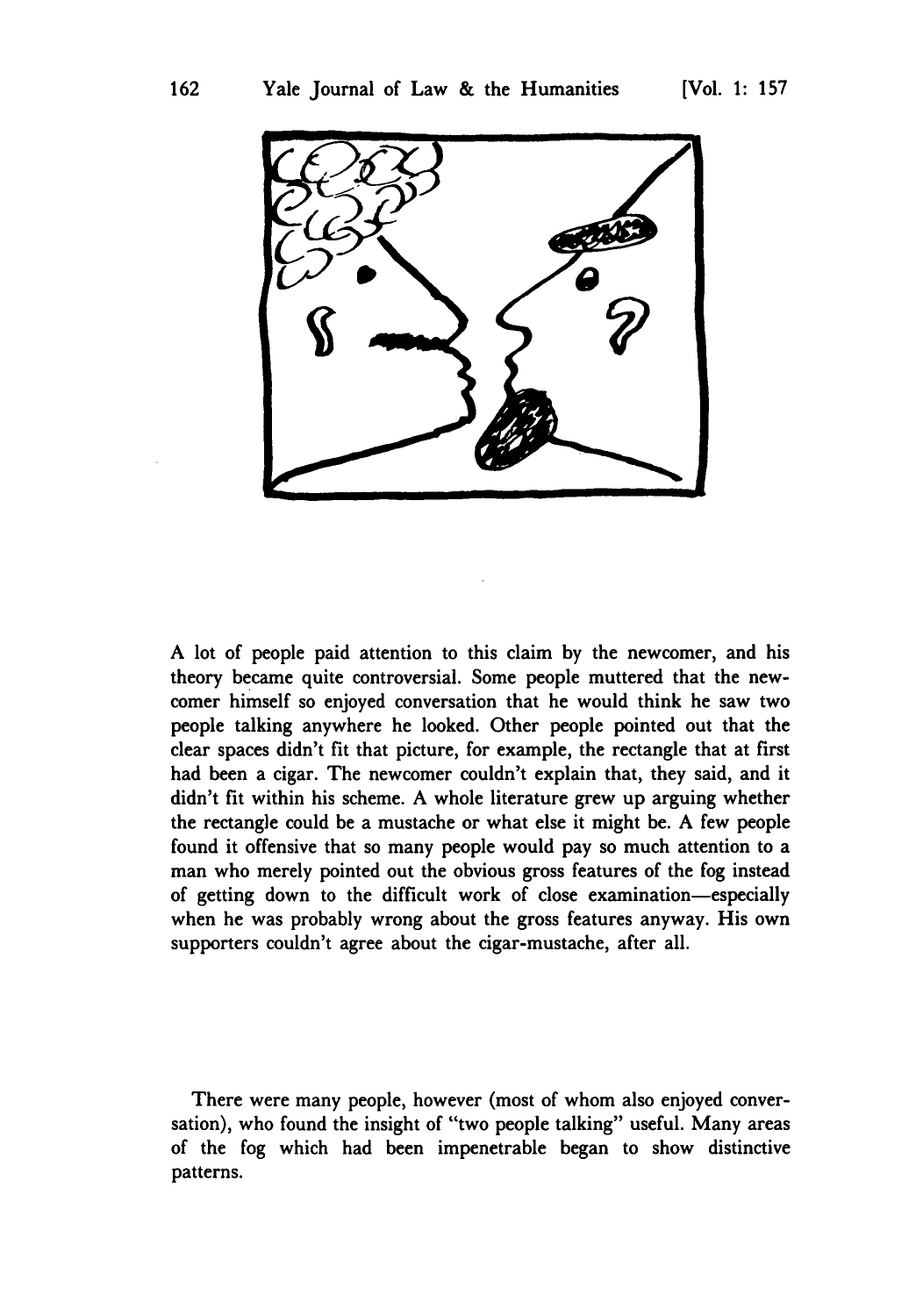A lot of people paid attention to this claim by the newcomer, and his theory became quite controversial. Some people muttered that the newcomer himself so enjoyed conversation that he would think he saw two people talking anywhere he looked. Other people pointed out that the clear spaces didn't fit that picture, for example, the rectangle that at first had been a cigar. The newcomer couldn't explain that, they said, and it didn't fit within his scheme. A whole literature grew up arguing whether the rectangle could be a mustache or what else it might be. A few people found it offensive that so many people would pay so much attention to a man who merely pointed out the obvious gross features of the fog instead of getting down to the difficult work of close examination—especially when he was probably wrong about the gross features anyway. His own supporters couldn't agree about the cigar-mustache, after all.

There were many people, however (most of whom also enjoyed conversation), who found the insight of "two people talking" useful. Many areas of the fog which had been impenetrable began to show distinctive patterns.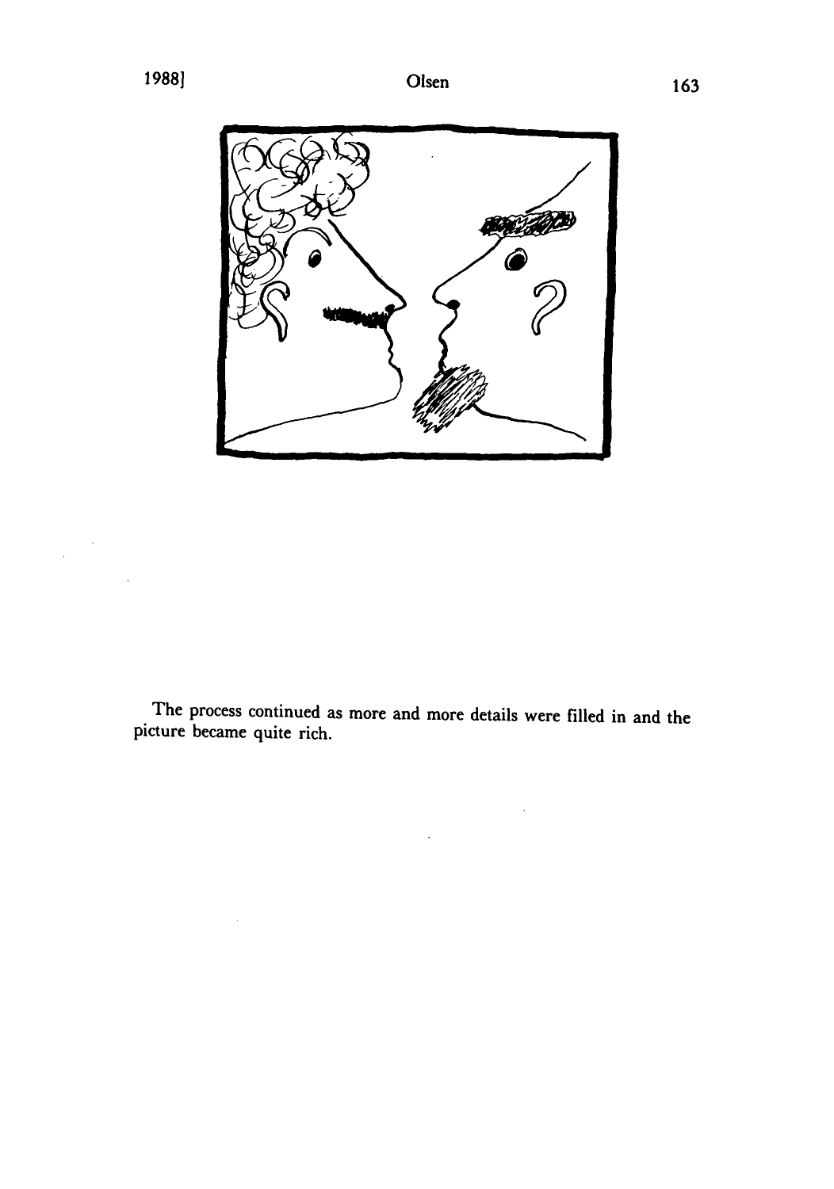The process continued as more and more details were filled in and the picture became quite rich.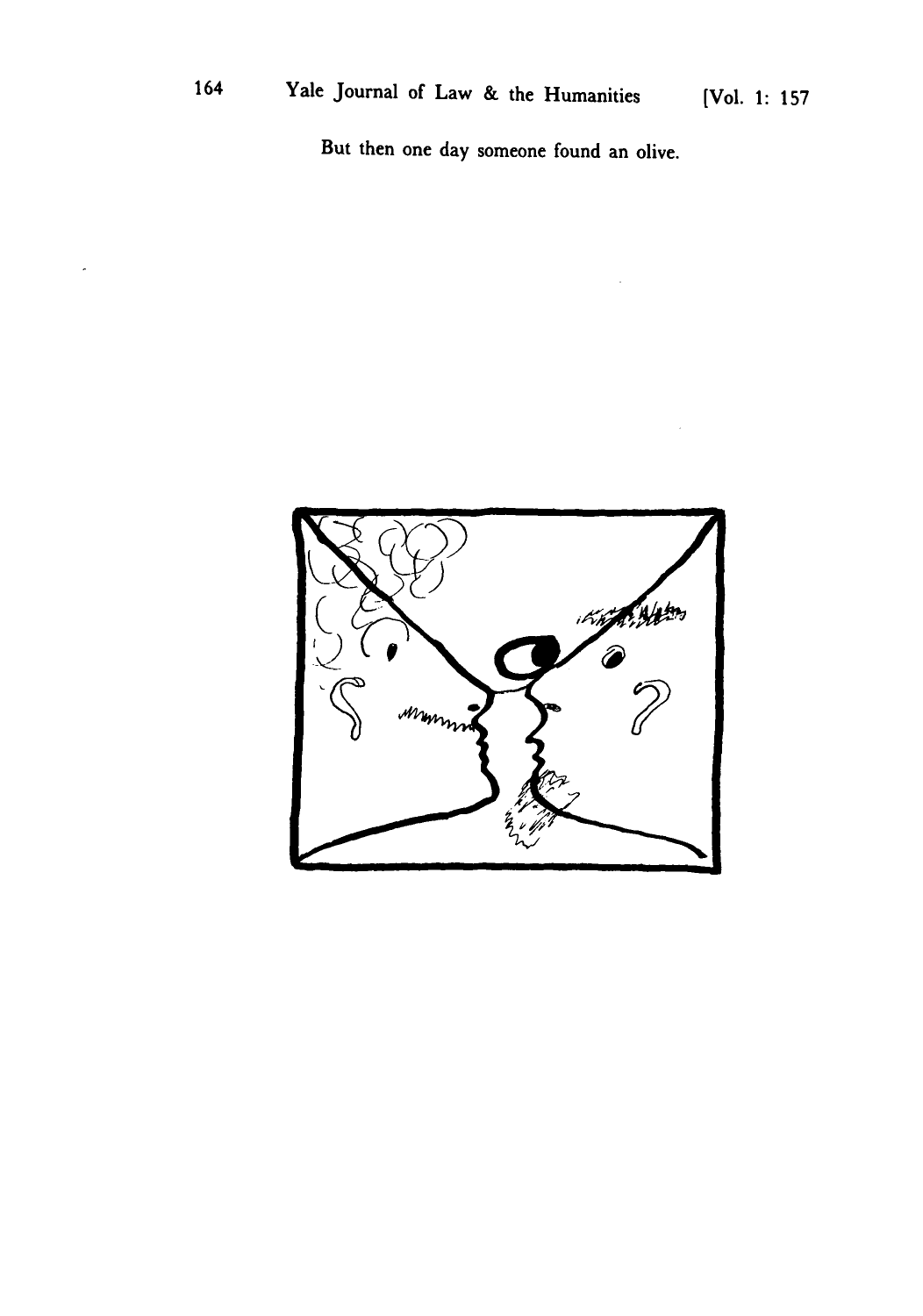But then one day someone found an olive.